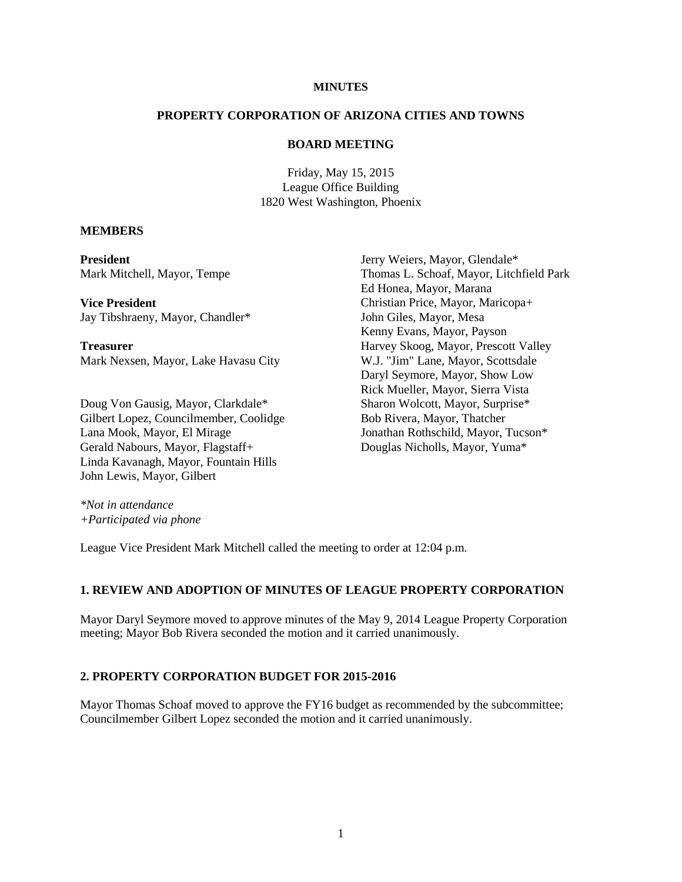**MINUTES**

**PROPERTY CORPORATION OF ARIZONA CITIES AND TOWNS**

**BOARD MEETING**

Friday, May 15, 2015
League Office Building
1820 West Washington, Phoenix

## MEMBERS

**President**
Mark Mitchell, Mayor, Tempe

**Vice President**
Jay Tibshraeny, Mayor, Chandler*

**Treasurer**
Mark Nexsen, Mayor, Lake Havasu City

Doug Von Gausig, Mayor, Clarkdale*
Gilbert Lopez, Councilmember, Coolidge
Lana Mook, Mayor, El Mirage
Gerald Nabours, Mayor, Flagstaff+
Linda Kavanagh, Mayor, Fountain Hills
John Lewis, Mayor, Gilbert
Jerry Weiers, Mayor, Glendale*
Thomas L. Schoaf, Mayor, Litchfield Park
Ed Honea, Mayor, Marana
Christian Price, Mayor, Maricopa+
John Giles, Mayor, Mesa
Kenny Evans, Mayor, Payson
Harvey Skoog, Mayor, Prescott Valley
W.J. "Jim" Lane, Mayor, Scottsdale
Daryl Seymore, Mayor, Show Low
Rick Mueller, Mayor, Sierra Vista
Sharon Wolcott, Mayor, Surprise*
Bob Rivera, Mayor, Thatcher
Jonathan Rothschild, Mayor, Tucson*
Douglas Nicholls, Mayor, Yuma*

*\*Not in attendance*
*+Participated via phone*

League Vice President Mark Mitchell called the meeting to order at 12:04 p.m.

## 1. REVIEW AND ADOPTION OF MINUTES OF LEAGUE PROPERTY CORPORATION

Mayor Daryl Seymore moved to approve minutes of the May 9, 2014 League Property Corporation meeting; Mayor Bob Rivera seconded the motion and it carried unanimously.

## 2. PROPERTY CORPORATION BUDGET FOR 2015-2016

Mayor Thomas Schoaf moved to approve the FY16 budget as recommended by the subcommittee; Councilmember Gilbert Lopez seconded the motion and it carried unanimously.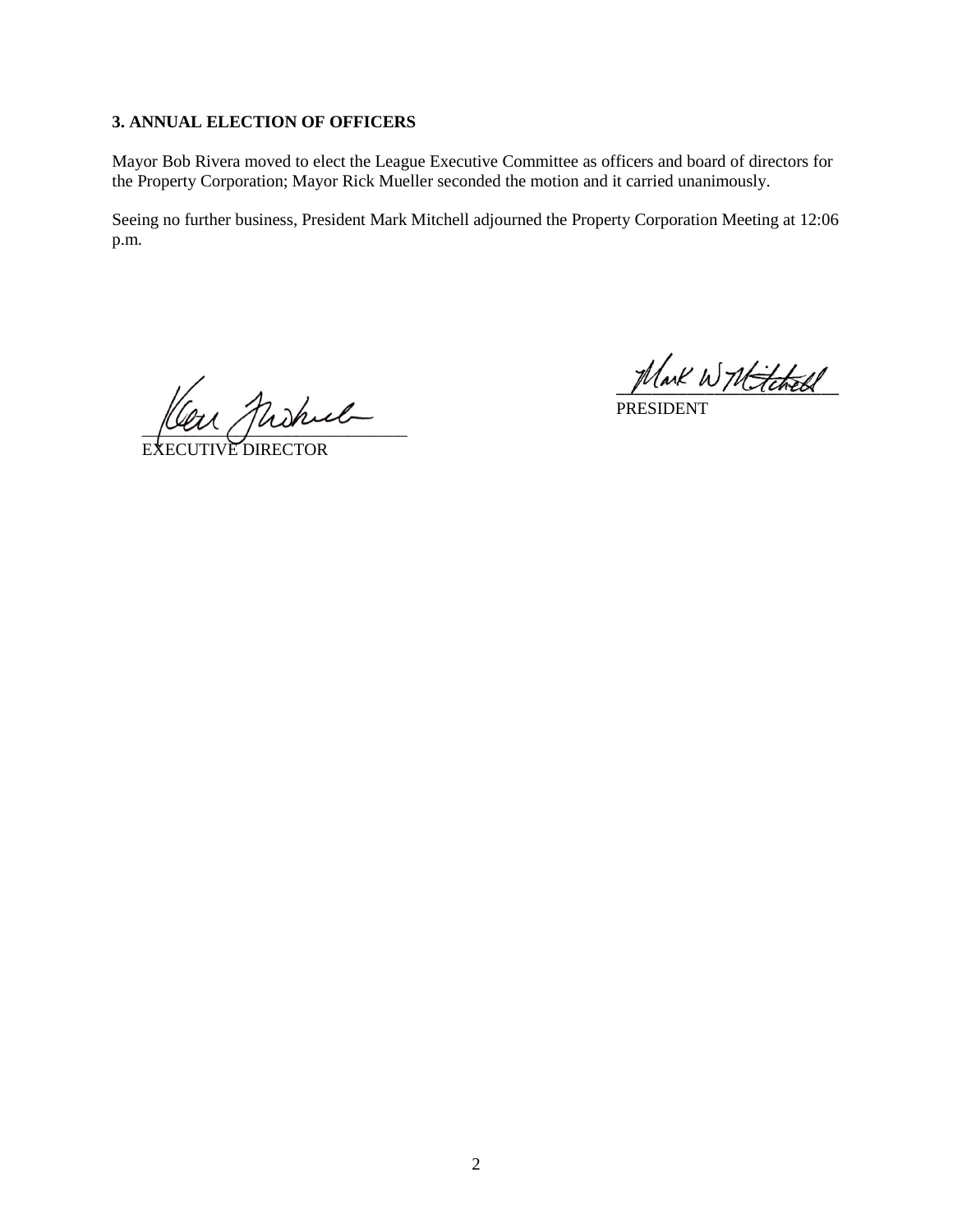### 3. ANNUAL ELECTION OF OFFICERS

Mayor Bob Rivera moved to elect the League Executive Committee as officers and board of directors for the Property Corporation; Mayor Rick Mueller seconded the motion and it carried unanimously.

Seeing no further business, President Mark Mitchell adjourned the Property Corporation Meeting at 12:06 p.m.

_______________________________
EXECUTIVE DIRECTOR

_______________________________
PRESIDENT